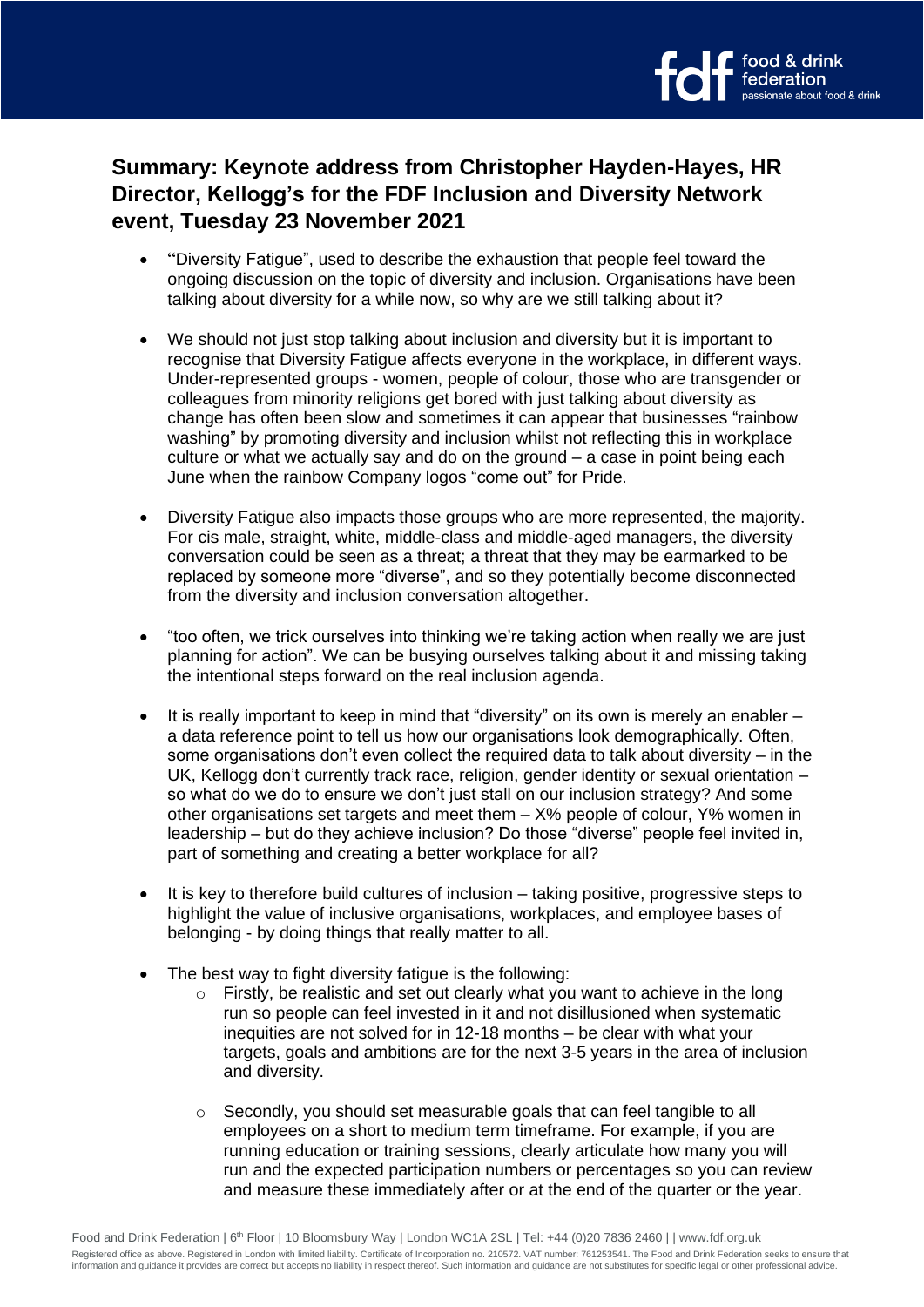# Summary: Keynote address from Christopher Hayden-Hayes, HR Director, Kellogg's for the FDF Inclusion and Diversity Network event, Tuesday 23 November 2021

- "Diversity Fatigue", used to describe the exhaustion that people feel toward the ongoing discussion on the topic of diversity and inclusion. Organisations have been talking about diversity for a while now, so why are we still talking about it?

- We should not just stop talking about inclusion and diversity but it is important to recognise that Diversity Fatigue affects everyone in the workplace, in different ways. Under-represented groups - women, people of colour, those who are transgender or colleagues from minority religions get bored with just talking about diversity as change has often been slow and sometimes it can appear that businesses "rainbow washing" by promoting diversity and inclusion whilst not reflecting this in workplace culture or what we actually say and do on the ground – a case in point being each June when the rainbow Company logos "come out" for Pride.

- Diversity Fatigue also impacts those groups who are more represented, the majority. For cis male, straight, white, middle-class and middle-aged managers, the diversity conversation could be seen as a threat; a threat that they may be earmarked to be replaced by someone more "diverse", and so they potentially become disconnected from the diversity and inclusion conversation altogether.

- "too often, we trick ourselves into thinking we're taking action when really we are just planning for action". We can be busying ourselves talking about it and missing taking the intentional steps forward on the real inclusion agenda.

- It is really important to keep in mind that "diversity" on its own is merely an enabler – a data reference point to tell us how our organisations look demographically. Often, some organisations don't even collect the required data to talk about diversity – in the UK, Kellogg don't currently track race, religion, gender identity or sexual orientation – so what do we do to ensure we don't just stall on our inclusion strategy? And some other organisations set targets and meet them – X% people of colour, Y% women in leadership – but do they achieve inclusion? Do those "diverse" people feel invited in, part of something and creating a better workplace for all?

- It is key to therefore build cultures of inclusion – taking positive, progressive steps to highlight the value of inclusive organisations, workplaces, and employee bases of belonging - by doing things that really matter to all.

- The best way to fight diversity fatigue is the following:
  - Firstly, be realistic and set out clearly what you want to achieve in the long run so people can feel invested in it and not disillusioned when systematic inequities are not solved for in 12-18 months – be clear with what your targets, goals and ambitions are for the next 3-5 years in the area of inclusion and diversity.

  - Secondly, you should set measurable goals that can feel tangible to all employees on a short to medium term timeframe. For example, if you are running education or training sessions, clearly articulate how many you will run and the expected participation numbers or percentages so you can review and measure these immediately after or at the end of the quarter or the year.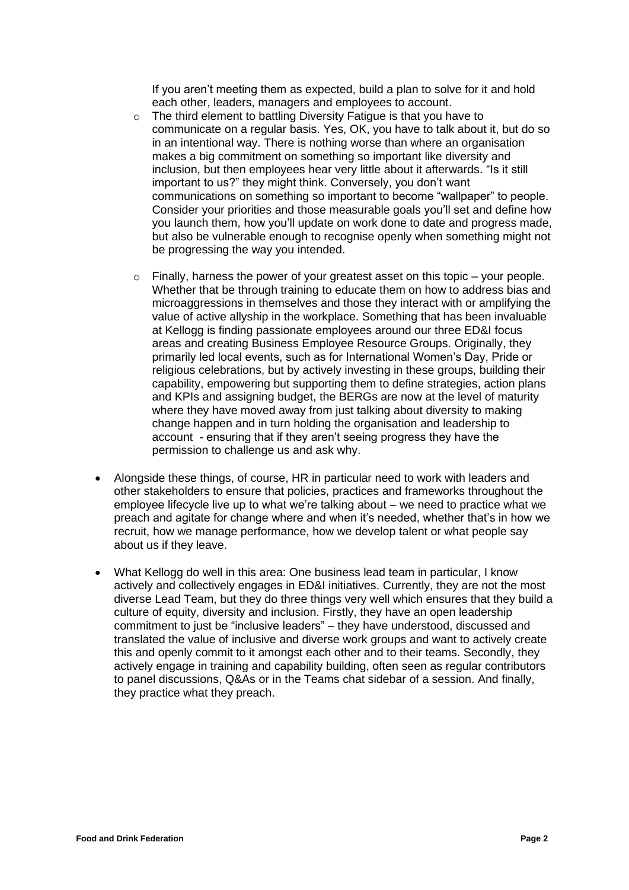If you aren't meeting them as expected, build a plan to solve for it and hold each other, leaders, managers and employees to account.

  - The third element to battling Diversity Fatigue is that you have to communicate on a regular basis. Yes, OK, you have to talk about it, but do so in an intentional way. There is nothing worse than where an organisation makes a big commitment on something so important like diversity and inclusion, but then employees hear very little about it afterwards. "Is it still important to us?" they might think. Conversely, you don't want communications on something so important to become "wallpaper" to people. Consider your priorities and those measurable goals you'll set and define how you launch them, how you'll update on work done to date and progress made, but also be vulnerable enough to recognise openly when something might not be progressing the way you intended.

  - Finally, harness the power of your greatest asset on this topic – your people. Whether that be through training to educate them on how to address bias and microaggressions in themselves and those they interact with or amplifying the value of active allyship in the workplace. Something that has been invaluable at Kellogg is finding passionate employees around our three ED&I focus areas and creating Business Employee Resource Groups. Originally, they primarily led local events, such as for International Women's Day, Pride or religious celebrations, but by actively investing in these groups, building their capability, empowering but supporting them to define strategies, action plans and KPIs and assigning budget, the BERGs are now at the level of maturity where they have moved away from just talking about diversity to making change happen and in turn holding the organisation and leadership to account - ensuring that if they aren't seeing progress they have the permission to challenge us and ask why.

- Alongside these things, of course, HR in particular need to work with leaders and other stakeholders to ensure that policies, practices and frameworks throughout the employee lifecycle live up to what we're talking about – we need to practice what we preach and agitate for change where and when it's needed, whether that's in how we recruit, how we manage performance, how we develop talent or what people say about us if they leave.

- What Kellogg do well in this area: One business lead team in particular, I know actively and collectively engages in ED&I initiatives. Currently, they are not the most diverse Lead Team, but they do three things very well which ensures that they build a culture of equity, diversity and inclusion. Firstly, they have an open leadership commitment to just be "inclusive leaders" – they have understood, discussed and translated the value of inclusive and diverse work groups and want to actively create this and openly commit to it amongst each other and to their teams. Secondly, they actively engage in training and capability building, often seen as regular contributors to panel discussions, Q&As or in the Teams chat sidebar of a session. And finally, they practice what they preach.